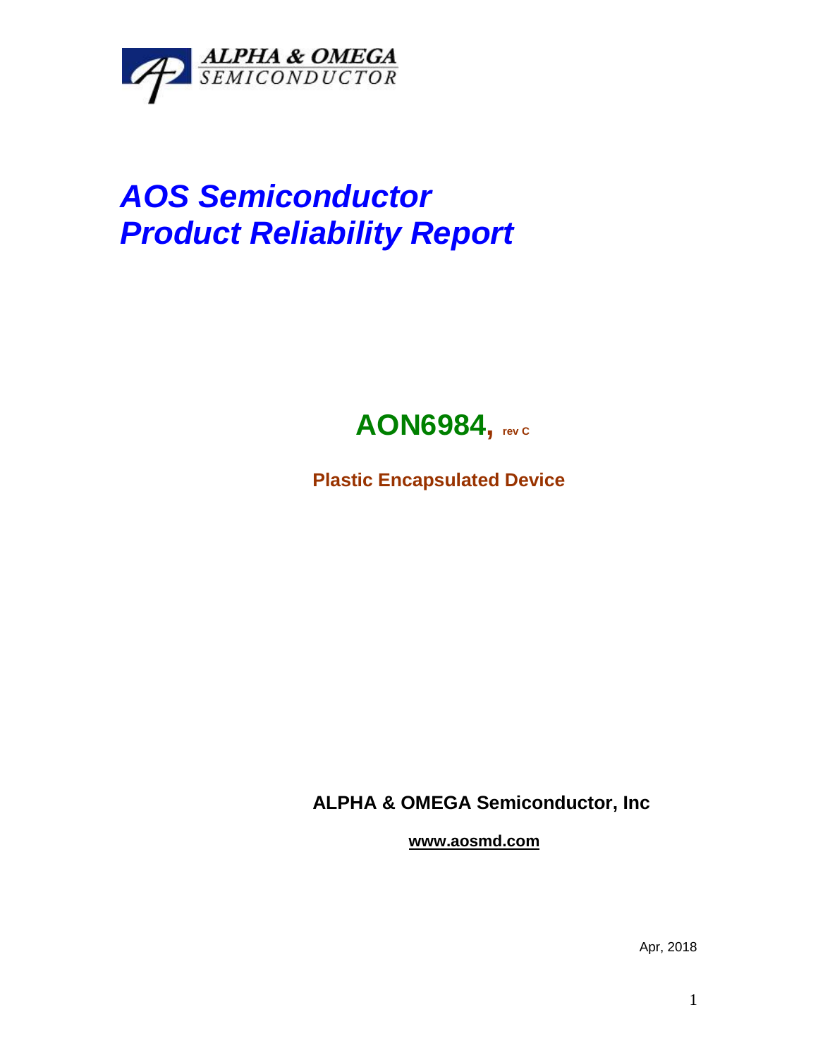ALPHA & OMEGA
SEMICONDUCTOR

# AOS Semiconductor
# Product Reliability Report

## AON6984, rev C

**Plastic Encapsulated Device**

**ALPHA & OMEGA Semiconductor, Inc**

**www.aosmd.com**

Apr, 2018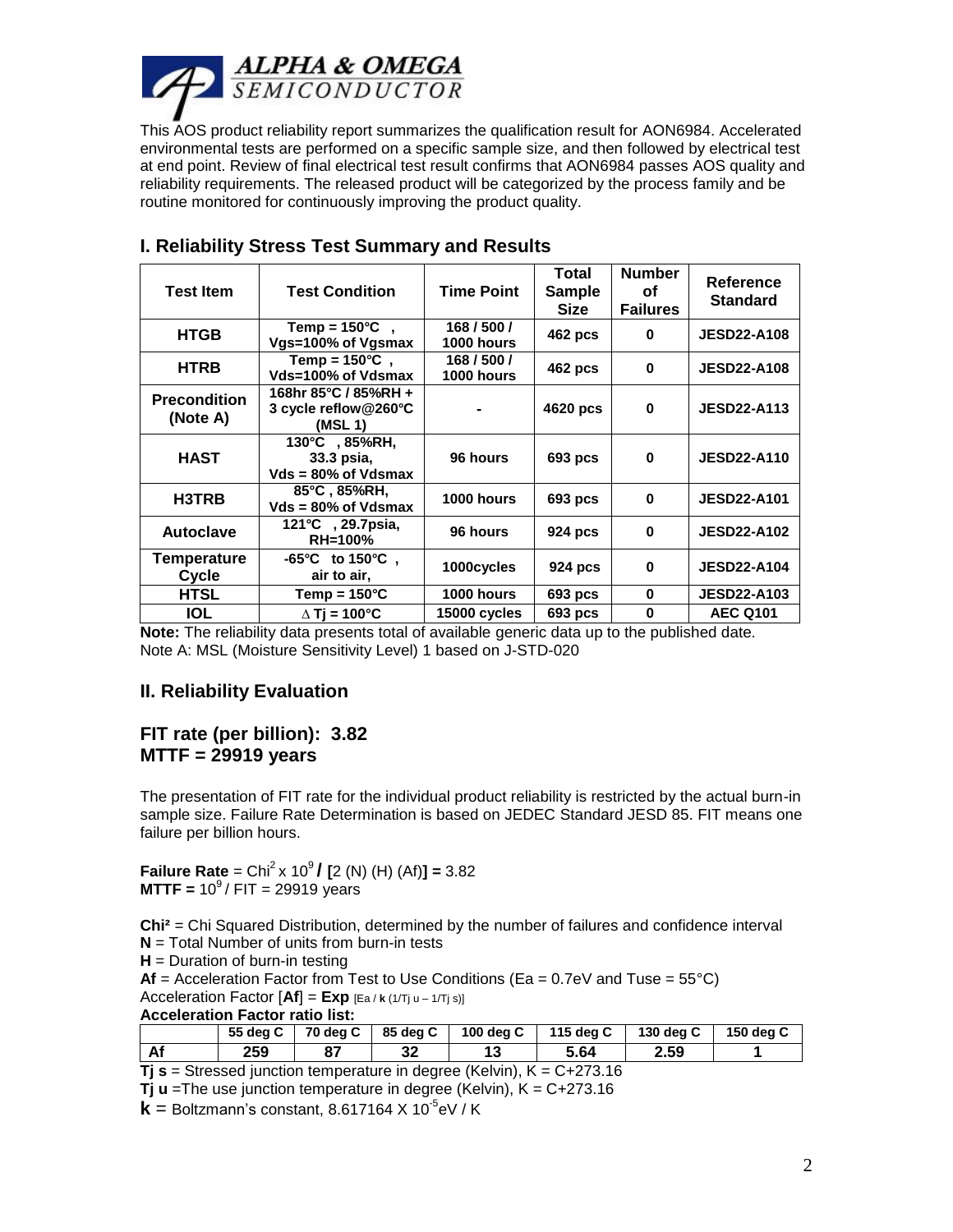ALPHA & OMEGA SEMICONDUCTOR

This AOS product reliability report summarizes the qualification result for AON6984. Accelerated environmental tests are performed on a specific sample size, and then followed by electrical test at end point. Review of final electrical test result confirms that AON6984 passes AOS quality and reliability requirements. The released product will be categorized by the process family and be routine monitored for continuously improving the product quality.

## I. Reliability Stress Test Summary and Results

| Test Item | Test Condition | Time Point | Total Sample Size | Number of Failures | Reference Standard |
|---|---|---|---|---|---|
| **HTGB** | **Temp = 150°C , Vgs=100% of Vgsmax** | **168 / 500 / 1000 hours** | **462 pcs** | **0** | **JESD22-A108** |
| **HTRB** | **Temp = 150°C , Vds=100% of Vdsmax** | **168 / 500 / 1000 hours** | **462 pcs** | **0** | **JESD22-A108** |
| **Precondition (Note A)** | **168hr 85°C / 85%RH + 3 cycle reflow@260°C (MSL 1)** | **-** | **4620 pcs** | **0** | **JESD22-A113** |
| **HAST** | **130°C , 85%RH, 33.3 psia, Vds = 80% of Vdsmax** | **96 hours** | **693 pcs** | **0** | **JESD22-A110** |
| **H3TRB** | **85°C , 85%RH, Vds = 80% of Vdsmax** | **1000 hours** | **693 pcs** | **0** | **JESD22-A101** |
| **Autoclave** | **121°C , 29.7psia, RH=100%** | **96 hours** | **924 pcs** | **0** | **JESD22-A102** |
| **Temperature Cycle** | **-65°C to 150°C , air to air,** | **1000cycles** | **924 pcs** | **0** | **JESD22-A104** |
| **HTSL** | **Temp = 150°C** | **1000 hours** | **693 pcs** | **0** | **JESD22-A103** |
| **IOL** | **$\Delta$ Tj = 100°C** | **15000 cycles** | **693 pcs** | **0** | **AEC Q101** |

**Note:** The reliability data presents total of available generic data up to the published date.
Note A: MSL (Moisture Sensitivity Level) 1 based on J-STD-020

## II. Reliability Evaluation

### FIT rate (per billion): 3.82
### MTTF = 29919 years

The presentation of FIT rate for the individual product reliability is restricted by the actual burn-in sample size. Failure Rate Determination is based on JEDEC Standard JESD 85. FIT means one failure per billion hours.

**Failure Rate** = $\text{Chi}^2 \times 10^9$ **/ [**2 (N) (H) (Af)**] =** 3.82
**MTTF =** $10^9$ / FIT = 29919 years

**Chi²** = Chi Squared Distribution, determined by the number of failures and confidence interval
**N** = Total Number of units from burn-in tests
**H** = Duration of burn-in testing
**Af** = Acceleration Factor from Test to Use Conditions (Ea = 0.7eV and Tuse = 55°C)
Acceleration Factor [**Af**] = **Exp** [Ea / **k** (1/Tj u – 1/Tj s)]
**Acceleration Factor ratio list:**

| | 55 deg C | 70 deg C | 85 deg C | 100 deg C | 115 deg C | 130 deg C | 150 deg C |
|---|---|---|---|---|---|---|---|
| Af | 259 | 87 | 32 | 13 | 5.64 | 2.59 | 1 |

**Tj s** = Stressed junction temperature in degree (Kelvin), K = C+273.16
**Tj u** =The use junction temperature in degree (Kelvin), K = C+273.16
**k** = Boltzmann's constant, 8.617164 X $10^{-5}$eV / K